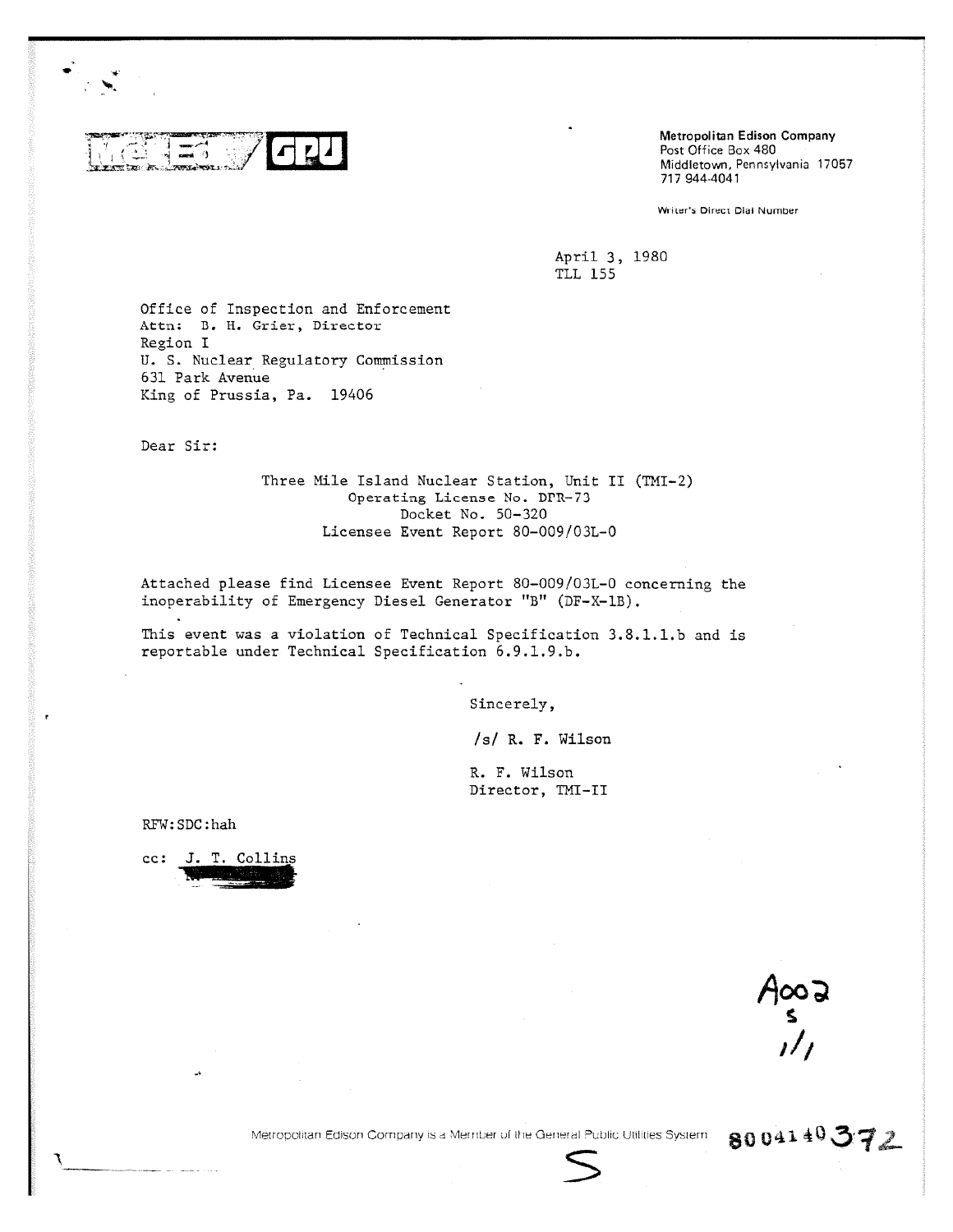Met-Ed / GPU

**Metropolitan Edison Company**
Post Office Box 480
Middletown, Pennsylvania 17057
717 944-4041

Writer's Direct Dial Number

April 3, 1980
TLL 155

Office of Inspection and Enforcement
Attn: B. H. Grier, Director
Region I
U. S. Nuclear Regulatory Commission
631 Park Avenue
King of Prussia, Pa. 19406

Dear Sir:

Three Mile Island Nuclear Station, Unit II (TMI-2)
Operating License No. DPR-73
Docket No. 50-320
Licensee Event Report 80-009/03L-0

Attached please find Licensee Event Report 80-009/03L-0 concerning the inoperability of Emergency Diesel Generator "B" (DF-X-1B).

This event was a violation of Technical Specification 3.8.1.1.b and is reportable under Technical Specification 6.9.1.9.b.

Sincerely,

/s/ R. F. Wilson

R. F. Wilson
Director, TMI-II

RFW:SDC:hah

cc: J. T. Collins

A002
S
1/1

Metropolitan Edison Company is a Member of the General Public Utilities System

8004140372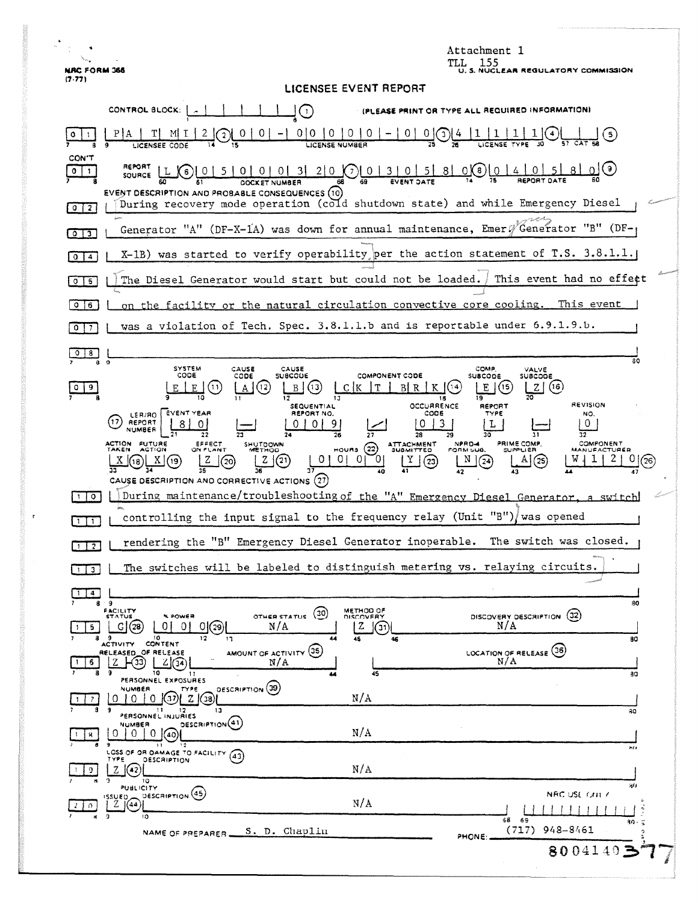Attachment 1
TLL 155

NRC FORM 366 (7-77)

U. S. NUCLEAR REGULATORY COMMISSION

# LICENSEE EVENT REPORT

CONTROL BLOCK: | - | | | | | | (1) (PLEASE PRINT OR TYPE ALL REQUIRED INFORMATION)

| 0 | 1 | P A T M I 2 (2) | 0 0 - 0 0 0 0 0 - 0 0 (3) | 4 1 1 1 1 (4) | | (5) |
|---|---|---|---|---|
| | LICENSEE CODE | LICENSE NUMBER | LICENSE TYPE | CAT |

CON'T

| 0 1 | REPORT SOURCE | L (6) | 0 5 0 0 0 3 2 0 (7) | 0 3 0 5 8 0 (8) | 0 4 0 5 8 0 (9) |
|---|---|---|---|---|---|
| | | | DOCKET NUMBER | EVENT DATE | REPORT DATE |

**EVENT DESCRIPTION AND PROBABLE CONSEQUENCES (10)**

| 0 2 | During recovery mode operation (cold shutdown state) and while Emergency Diesel |
| 0 3 | Generator "A" (DF-X-1A) was down for annual maintenance, Emer. Generator "B" (DF- |
| 0 4 | X-1B) was started to verify operability per the action statement of T.S. 3.8.1.1. |
| 0 5 | The Diesel Generator would start but could not be loaded. This event had no effect |
| 0 6 | on the facility or the natural circulation convective core cooling. This event |
| 0 7 | was a violation of Tech. Spec. 3.8.1.1.b and is reportable under 6.9.1.9.b. |
| 0 8 | |

| 0 9 | SYSTEM CODE | CAUSE CODE | CAUSE SUBCODE | COMPONENT CODE | COMP. SUBCODE | VALVE SUBCODE |
|---|---|---|---|---|---|---|
| | E E (11) | A (12) | B (13) | C K T B R K (14) | E (15) | Z (16) |

| (17) LER/RO REPORT NUMBER | EVENT YEAR | | SEQUENTIAL REPORT NO. | | OCCURRENCE CODE | REPORT TYPE | | REVISION NO. |
|---|---|---|---|---|---|---|---|---|
| | 8 0 | — | 0 0 9 | / | 0 3 | L | — | 0 |

| ACTION TAKEN | FUTURE ACTION | EFFECT ON PLANT | SHUTDOWN METHOD | HOURS (22) | ATTACHMENT SUBMITTED | NPRD-4 FORM SUB. | PRIME COMP. SUPPLIER | COMPONENT MANUFACTURER |
|---|---|---|---|---|---|---|---|---|
| X (18) | X (19) | Z (20) | Z (21) | 0 0 0 0 | Y (23) | N (24) | A (25) | W 1 2 0 (26) |

**CAUSE DESCRIPTION AND CORRECTIVE ACTIONS (27)**

| 1 0 | During maintenance/troubleshooting of the "A" Emergency Diesel Generator, a switch |
| 1 1 | controlling the input signal to the frequency relay (Unit "B"), was opened |
| 1 2 | rendering the "B" Emergency Diesel Generator inoperable. The switch was closed. |
| 1 3 | The switches will be labeled to distinguish metering vs. relaying circuits. |
| 1 4 | |

| 1 5 | FACILITY STATUS | % POWER | OTHER STATUS (30) | METHOD OF DISCOVERY | DISCOVERY DESCRIPTION (32) |
|---|---|---|---|---|---|
| | G (28) | 0 0 0 (29) | N/A | Z (31) | N/A |

| 1 6 | ACTIVITY RELEASED | CONTENT OF RELEASE | AMOUNT OF ACTIVITY (35) | LOCATION OF RELEASE (36) |
|---|---|---|---|---|
| | Z (33) | Z (34) | N/A | N/A |

PERSONNEL EXPOSURES

| 1 7 | NUMBER | TYPE | DESCRIPTION (39) |
|---|---|---|---|
| | 0 0 0 (37) | Z (38) | N/A |

PERSONNEL INJURIES

| 1 8 | NUMBER | DESCRIPTION (41) |
|---|---|---|
| | 0 0 0 (40) | N/A |

LOSS OF OR DAMAGE TO FACILITY (43)

| 1 9 | TYPE | DESCRIPTION |
|---|---|---|
| | Z (42) | N/A |

PUBLICITY

| 2 0 | ISSUED | DESCRIPTION (45) | NRC USE ONLY |
|---|---|---|---|
| | Z (44) | N/A | |

NAME OF PREPARER S. D. Chaplin PHONE: (717) 948-8461

8004140377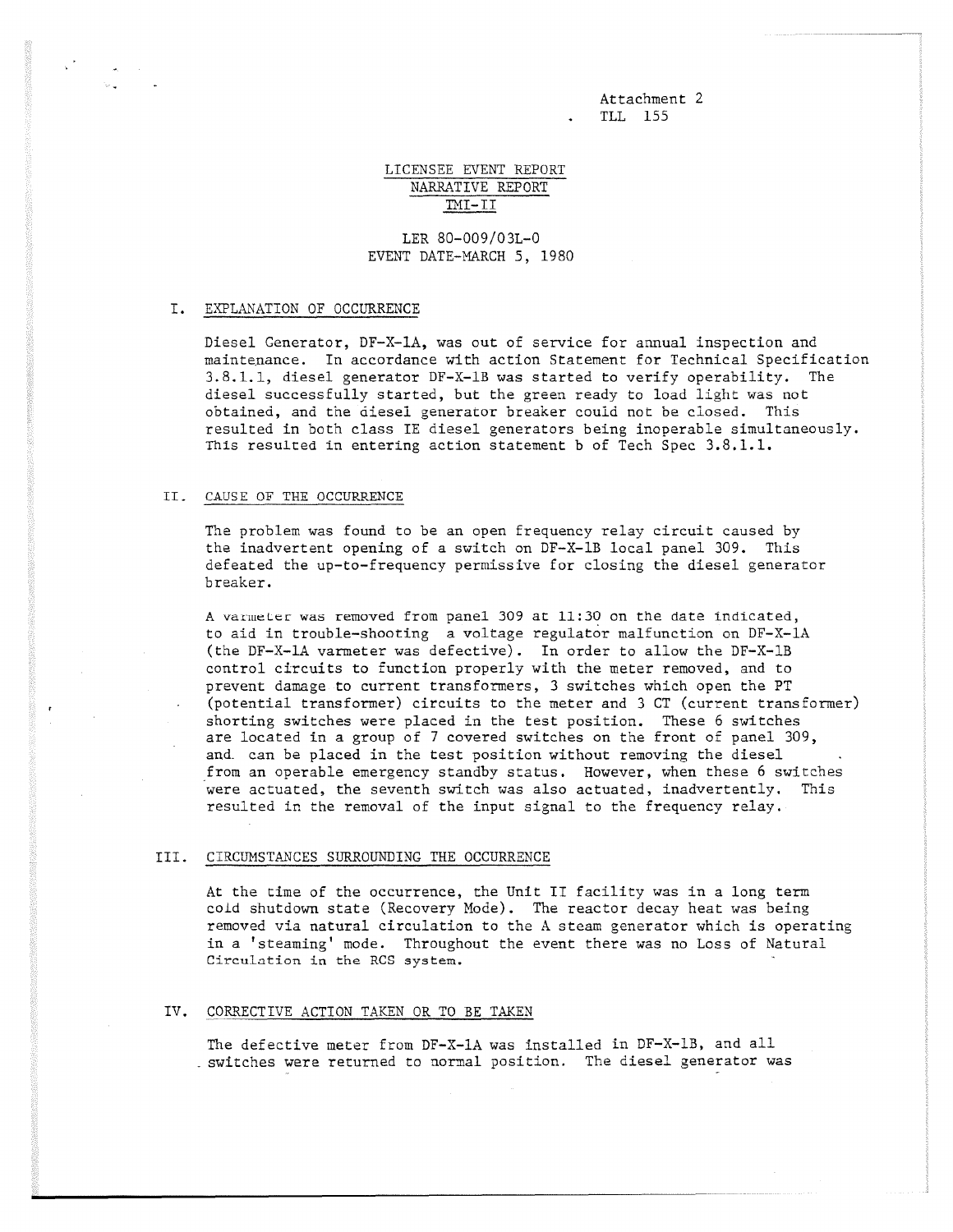Attachment 2
TLL 155

# LICENSEE EVENT REPORT
## NARRATIVE REPORT
## TMI-II

LER 80-009/03L-0
EVENT DATE-MARCH 5, 1980

## I. EXPLANATION OF OCCURRENCE

Diesel Generator, DF-X-1A, was out of service for annual inspection and maintenance. In accordance with action Statement for Technical Specification 3.8.1.1, diesel generator DF-X-1B was started to verify operability. The diesel successfully started, but the green ready to load light was not obtained, and the diesel generator breaker could not be closed. This resulted in both class IE diesel generators being inoperable simultaneously. This resulted in entering action statement b of Tech Spec 3.8.1.1.

## II. CAUSE OF THE OCCURRENCE

The problem was found to be an open frequency relay circuit caused by the inadvertent opening of a switch on DF-X-1B local panel 309. This defeated the up-to-frequency permissive for closing the diesel generator breaker.

A varmeter was removed from panel 309 at 11:30 on the date indicated, to aid in trouble-shooting a voltage regulator malfunction on DF-X-1A (the DF-X-1A varmeter was defective). In order to allow the DF-X-1B control circuits to function properly with the meter removed, and to prevent damage to current transformers, 3 switches which open the PT (potential transformer) circuits to the meter and 3 CT (current transformer) shorting switches were placed in the test position. These 6 switches are located in a group of 7 covered switches on the front of panel 309, and can be placed in the test position without removing the diesel from an operable emergency standby status. However, when these 6 switches were actuated, the seventh switch was also actuated, inadvertently. This resulted in the removal of the input signal to the frequency relay.

## III. CIRCUMSTANCES SURROUNDING THE OCCURRENCE

At the time of the occurrence, the Unit II facility was in a long term cold shutdown state (Recovery Mode). The reactor decay heat was being removed via natural circulation to the A steam generator which is operating in a 'steaming' mode. Throughout the event there was no Loss of Natural Circulation in the RCS system.

## IV. CORRECTIVE ACTION TAKEN OR TO BE TAKEN

The defective meter from DF-X-1A was installed in DF-X-1B, and all switches were returned to normal position. The diesel generator was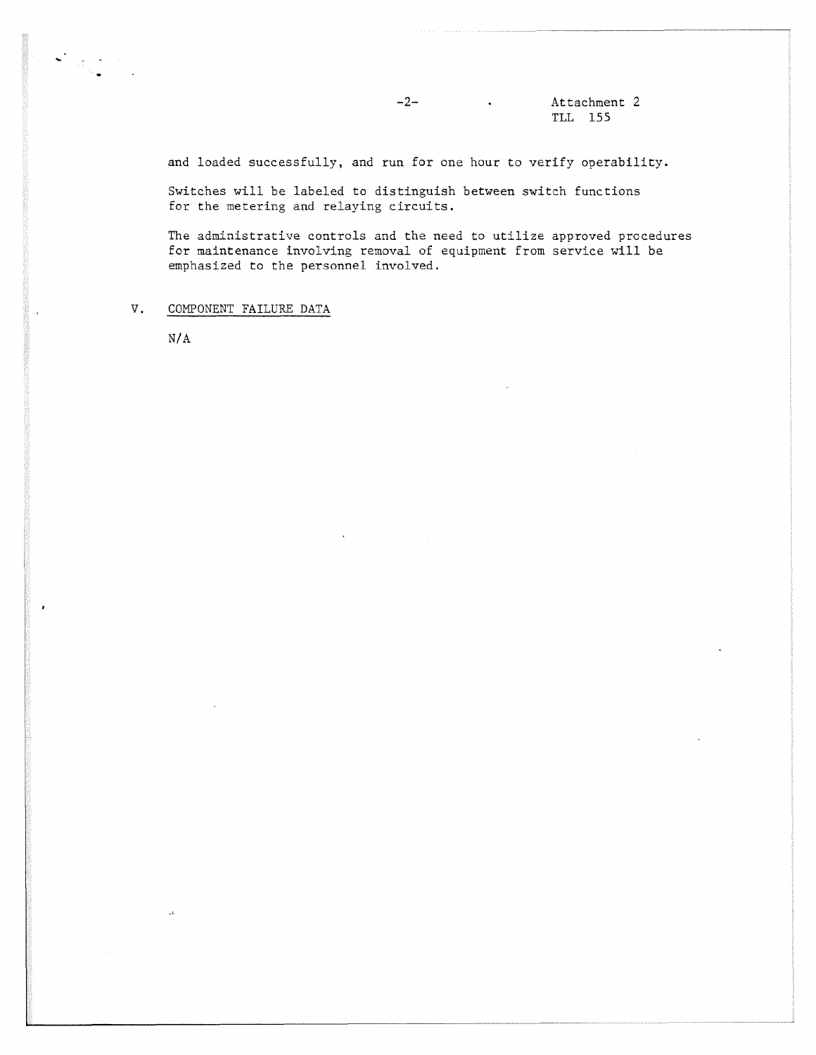and loaded successfully, and run for one hour to verify operability.

Switches will be labeled to distinguish between switch functions for the metering and relaying circuits.

The administrative controls and the need to utilize approved procedures for maintenance involving removal of equipment from service will be emphasized to the personnel involved.

## V. COMPONENT FAILURE DATA

N/A